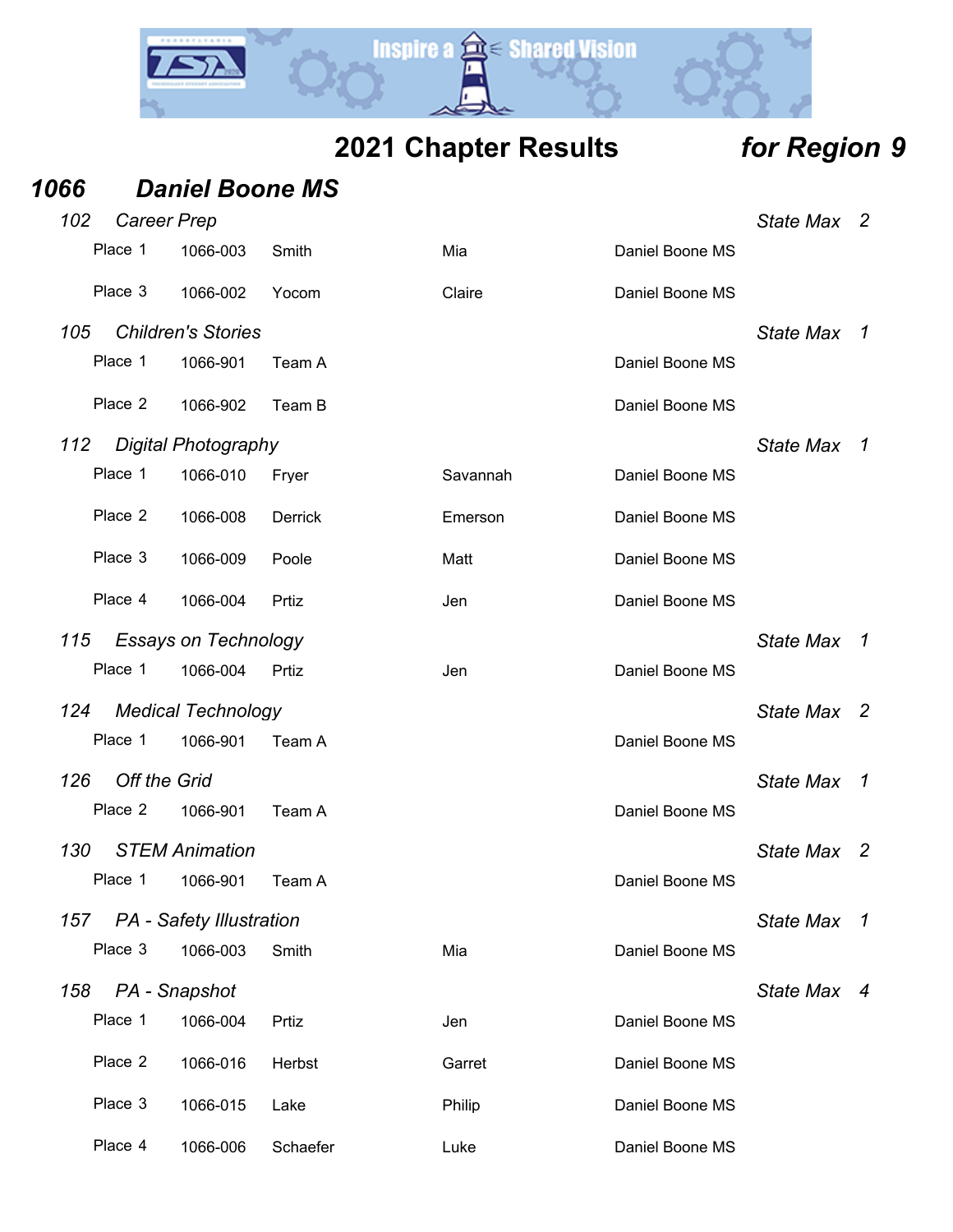# 2021 Chapter Results *for Region 9*

## *1066 Daniel Boone MS*

### *102 Career Prep* — *State Max 2*

| Place | ID | Last Name | First Name | School |
|---|---|---|---|---|
| Place 1 | 1066-003 | Smith | Mia | Daniel Boone MS |
| Place 3 | 1066-002 | Yocom | Claire | Daniel Boone MS |

### *105 Children's Stories* — *State Max 1*

| Place | ID | Last Name | First Name | School |
|---|---|---|---|---|
| Place 1 | 1066-901 | Team A | | Daniel Boone MS |
| Place 2 | 1066-902 | Team B | | Daniel Boone MS |

### *112 Digital Photography* — *State Max 1*

| Place | ID | Last Name | First Name | School |
|---|---|---|---|---|
| Place 1 | 1066-010 | Fryer | Savannah | Daniel Boone MS |
| Place 2 | 1066-008 | Derrick | Emerson | Daniel Boone MS |
| Place 3 | 1066-009 | Poole | Matt | Daniel Boone MS |
| Place 4 | 1066-004 | Prtiz | Jen | Daniel Boone MS |

### *115 Essays on Technology* — *State Max 1*

| Place | ID | Last Name | First Name | School |
|---|---|---|---|---|
| Place 1 | 1066-004 | Prtiz | Jen | Daniel Boone MS |

### *124 Medical Technology* — *State Max 2*

| Place | ID | Last Name | First Name | School |
|---|---|---|---|---|
| Place 1 | 1066-901 | Team A | | Daniel Boone MS |

### *126 Off the Grid* — *State Max 1*

| Place | ID | Last Name | First Name | School |
|---|---|---|---|---|
| Place 2 | 1066-901 | Team A | | Daniel Boone MS |

### *130 STEM Animation* — *State Max 2*

| Place | ID | Last Name | First Name | School |
|---|---|---|---|---|
| Place 1 | 1066-901 | Team A | | Daniel Boone MS |

### *157 PA - Safety Illustration* — *State Max 1*

| Place | ID | Last Name | First Name | School |
|---|---|---|---|---|
| Place 3 | 1066-003 | Smith | Mia | Daniel Boone MS |

### *158 PA - Snapshot* — *State Max 4*

| Place | ID | Last Name | First Name | School |
|---|---|---|---|---|
| Place 1 | 1066-004 | Prtiz | Jen | Daniel Boone MS |
| Place 2 | 1066-016 | Herbst | Garret | Daniel Boone MS |
| Place 3 | 1066-015 | Lake | Philip | Daniel Boone MS |
| Place 4 | 1066-006 | Schaefer | Luke | Daniel Boone MS |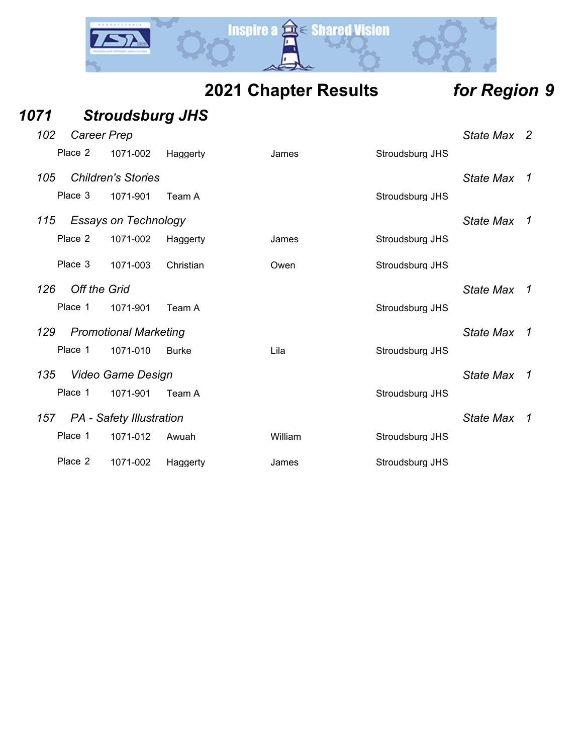# 2021 Chapter Results *for Region 9*

## *1071 Stroudsburg JHS*

### *102 Career Prep* — *State Max 2*

| Place | ID | Last Name | First Name | School |
|---|---|---|---|---|
| Place 2 | 1071-002 | Haggerty | James | Stroudsburg JHS |

### *105 Children's Stories* — *State Max 1*

| Place | ID | Last Name | First Name | School |
|---|---|---|---|---|
| Place 3 | 1071-901 | Team A | | Stroudsburg JHS |

### *115 Essays on Technology* — *State Max 1*

| Place | ID | Last Name | First Name | School |
|---|---|---|---|---|
| Place 2 | 1071-002 | Haggerty | James | Stroudsburg JHS |
| Place 3 | 1071-003 | Christian | Owen | Stroudsburg JHS |

### *126 Off the Grid* — *State Max 1*

| Place | ID | Last Name | First Name | School |
|---|---|---|---|---|
| Place 1 | 1071-901 | Team A | | Stroudsburg JHS |

### *129 Promotional Marketing* — *State Max 1*

| Place | ID | Last Name | First Name | School |
|---|---|---|---|---|
| Place 1 | 1071-010 | Burke | Lila | Stroudsburg JHS |

### *135 Video Game Design* — *State Max 1*

| Place | ID | Last Name | First Name | School |
|---|---|---|---|---|
| Place 1 | 1071-901 | Team A | | Stroudsburg JHS |

### *157 PA - Safety Illustration* — *State Max 1*

| Place | ID | Last Name | First Name | School |
|---|---|---|---|---|
| Place 1 | 1071-012 | Awuah | William | Stroudsburg JHS |
| Place 2 | 1071-002 | Haggerty | James | Stroudsburg JHS |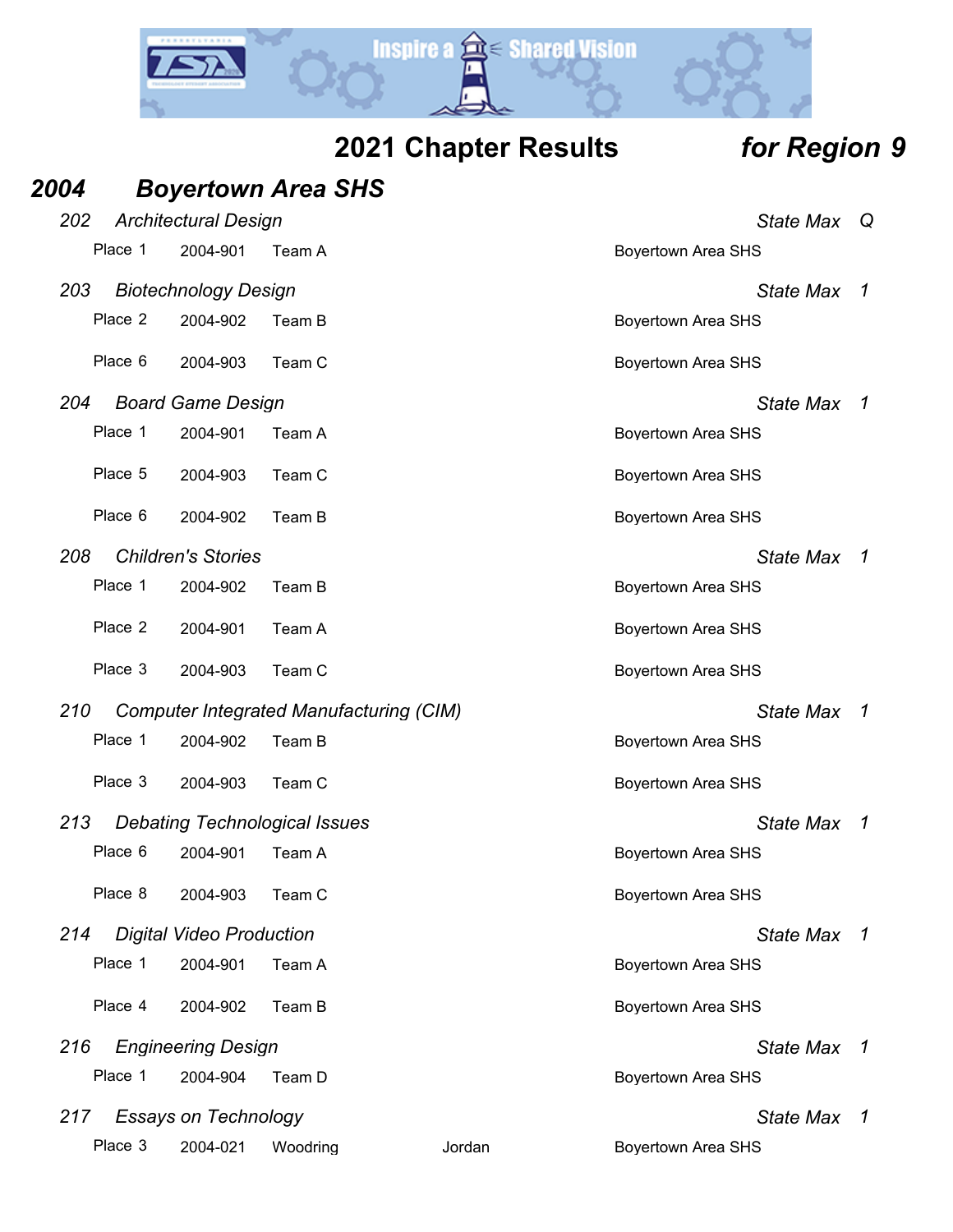# 2021 Chapter Results *for Region 9*

## *2004 Boyertown Area SHS*

### *202 Architectural Design* — *State Max Q*

| Place | ID | Team | | School |
|---|---|---|---|---|
| Place 1 | 2004-901 | Team A | | Boyertown Area SHS |

### *203 Biotechnology Design* — *State Max 1*

| Place | ID | Team | | School |
|---|---|---|---|---|
| Place 2 | 2004-902 | Team B | | Boyertown Area SHS |
| Place 6 | 2004-903 | Team C | | Boyertown Area SHS |

### *204 Board Game Design* — *State Max 1*

| Place | ID | Team | | School |
|---|---|---|---|---|
| Place 1 | 2004-901 | Team A | | Boyertown Area SHS |
| Place 5 | 2004-903 | Team C | | Boyertown Area SHS |
| Place 6 | 2004-902 | Team B | | Boyertown Area SHS |

### *208 Children's Stories* — *State Max 1*

| Place | ID | Team | | School |
|---|---|---|---|---|
| Place 1 | 2004-902 | Team B | | Boyertown Area SHS |
| Place 2 | 2004-901 | Team A | | Boyertown Area SHS |
| Place 3 | 2004-903 | Team C | | Boyertown Area SHS |

### *210 Computer Integrated Manufacturing (CIM)* — *State Max 1*

| Place | ID | Team | | School |
|---|---|---|---|---|
| Place 1 | 2004-902 | Team B | | Boyertown Area SHS |
| Place 3 | 2004-903 | Team C | | Boyertown Area SHS |

### *213 Debating Technological Issues* — *State Max 1*

| Place | ID | Team | | School |
|---|---|---|---|---|
| Place 6 | 2004-901 | Team A | | Boyertown Area SHS |
| Place 8 | 2004-903 | Team C | | Boyertown Area SHS |

### *214 Digital Video Production* — *State Max 1*

| Place | ID | Team | | School |
|---|---|---|---|---|
| Place 1 | 2004-901 | Team A | | Boyertown Area SHS |
| Place 4 | 2004-902 | Team B | | Boyertown Area SHS |

### *216 Engineering Design* — *State Max 1*

| Place | ID | Team | | School |
|---|---|---|---|---|
| Place 1 | 2004-904 | Team D | | Boyertown Area SHS |

### *217 Essays on Technology* — *State Max 1*

| Place | ID | Last Name | First Name | School |
|---|---|---|---|---|
| Place 3 | 2004-021 | Woodring | Jordan | Boyertown Area SHS |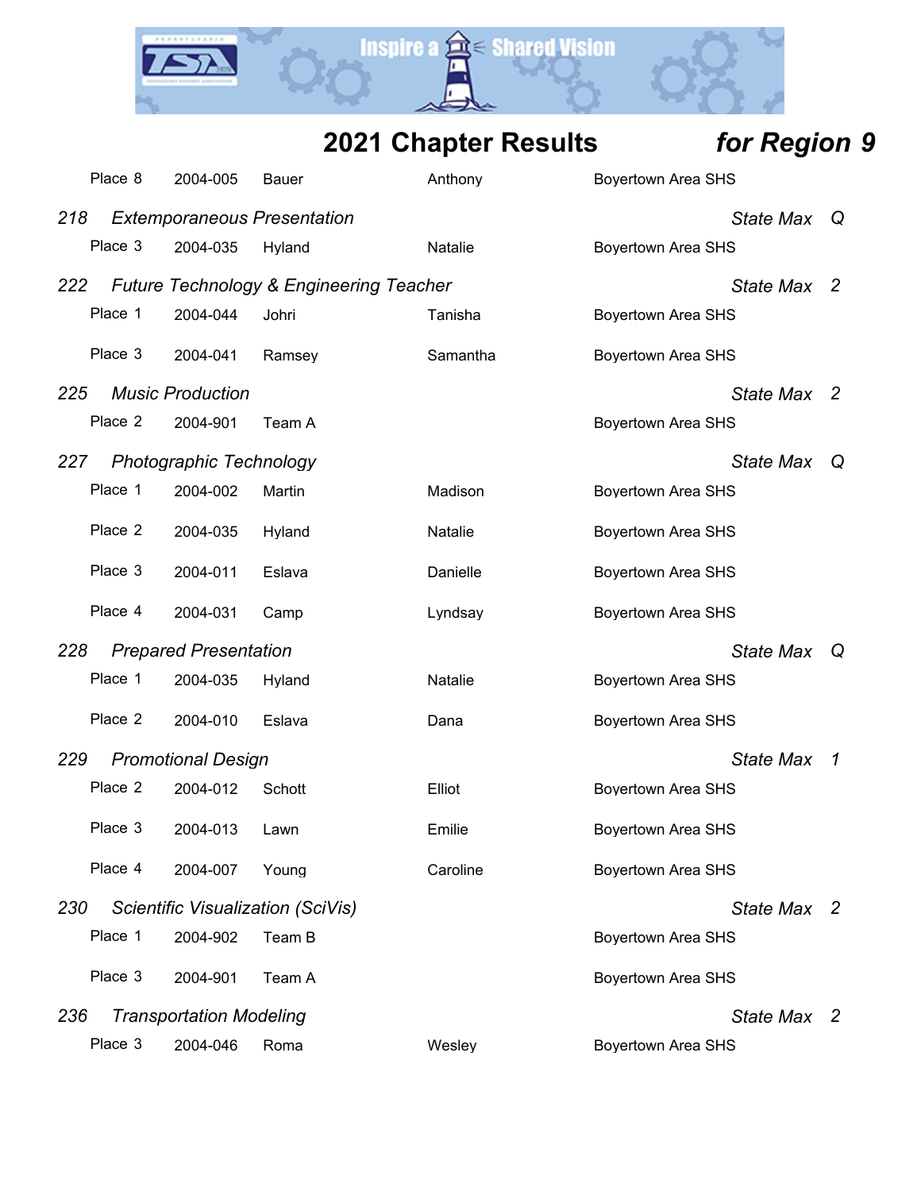## 2021 Chapter Results *for Region 9*

| Place | ID | Last Name | First Name | School |
|---|---|---|---|---|
| Place 8 | 2004-005 | Bauer | Anthony | Boyertown Area SHS |

### *218 Extemporaneous Presentation* — *State Max Q*

| Place | ID | Last Name | First Name | School |
|---|---|---|---|---|
| Place 3 | 2004-035 | Hyland | Natalie | Boyertown Area SHS |

### *222 Future Technology & Engineering Teacher* — *State Max 2*

| Place | ID | Last Name | First Name | School |
|---|---|---|---|---|
| Place 1 | 2004-044 | Johri | Tanisha | Boyertown Area SHS |
| Place 3 | 2004-041 | Ramsey | Samantha | Boyertown Area SHS |

### *225 Music Production* — *State Max 2*

| Place | ID | Last Name | First Name | School |
|---|---|---|---|---|
| Place 2 | 2004-901 | Team A | | Boyertown Area SHS |

### *227 Photographic Technology* — *State Max Q*

| Place | ID | Last Name | First Name | School |
|---|---|---|---|---|
| Place 1 | 2004-002 | Martin | Madison | Boyertown Area SHS |
| Place 2 | 2004-035 | Hyland | Natalie | Boyertown Area SHS |
| Place 3 | 2004-011 | Eslava | Danielle | Boyertown Area SHS |
| Place 4 | 2004-031 | Camp | Lyndsay | Boyertown Area SHS |

### *228 Prepared Presentation* — *State Max Q*

| Place | ID | Last Name | First Name | School |
|---|---|---|---|---|
| Place 1 | 2004-035 | Hyland | Natalie | Boyertown Area SHS |
| Place 2 | 2004-010 | Eslava | Dana | Boyertown Area SHS |

### *229 Promotional Design* — *State Max 1*

| Place | ID | Last Name | First Name | School |
|---|---|---|---|---|
| Place 2 | 2004-012 | Schott | Elliot | Boyertown Area SHS |
| Place 3 | 2004-013 | Lawn | Emilie | Boyertown Area SHS |
| Place 4 | 2004-007 | Young | Caroline | Boyertown Area SHS |

### *230 Scientific Visualization (SciVis)* — *State Max 2*

| Place | ID | Last Name | First Name | School |
|---|---|---|---|---|
| Place 1 | 2004-902 | Team B | | Boyertown Area SHS |
| Place 3 | 2004-901 | Team A | | Boyertown Area SHS |

### *236 Transportation Modeling* — *State Max 2*

| Place | ID | Last Name | First Name | School |
|---|---|---|---|---|
| Place 3 | 2004-046 | Roma | Wesley | Boyertown Area SHS |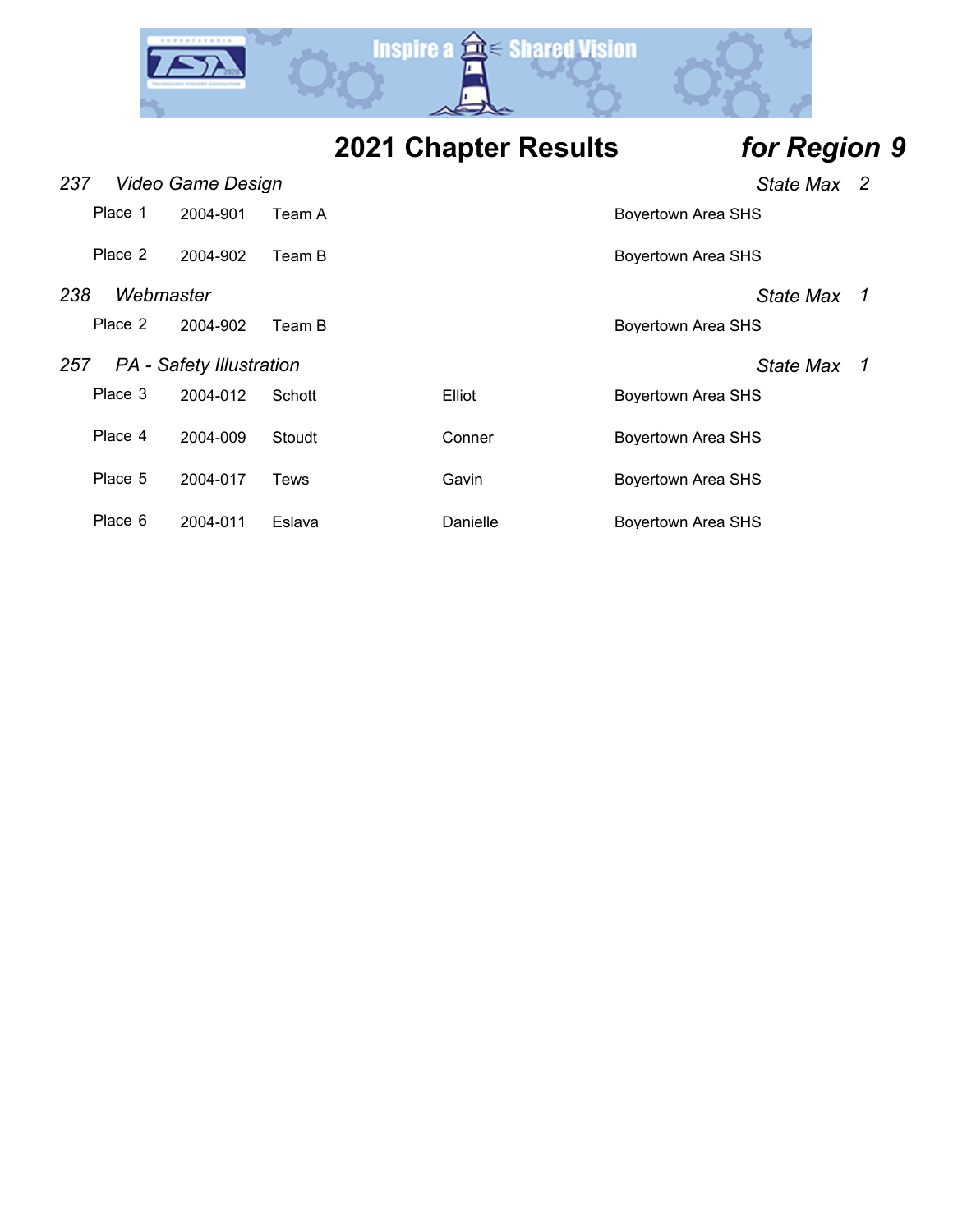# 2021 Chapter Results *for Region 9*

### *237 Video Game Design* — *State Max 2*

| Place | ID | Name | First Name | School |
|---|---|---|---|---|
| Place 1 | 2004-901 | Team A | | Boyertown Area SHS |
| Place 2 | 2004-902 | Team B | | Boyertown Area SHS |

### *238 Webmaster* — *State Max 1*

| Place | ID | Name | First Name | School |
|---|---|---|---|---|
| Place 2 | 2004-902 | Team B | | Boyertown Area SHS |

### *257 PA - Safety Illustration* — *State Max 1*

| Place | ID | Name | First Name | School |
|---|---|---|---|---|
| Place 3 | 2004-012 | Schott | Elliot | Boyertown Area SHS |
| Place 4 | 2004-009 | Stoudt | Conner | Boyertown Area SHS |
| Place 5 | 2004-017 | Tews | Gavin | Boyertown Area SHS |
| Place 6 | 2004-011 | Eslava | Danielle | Boyertown Area SHS |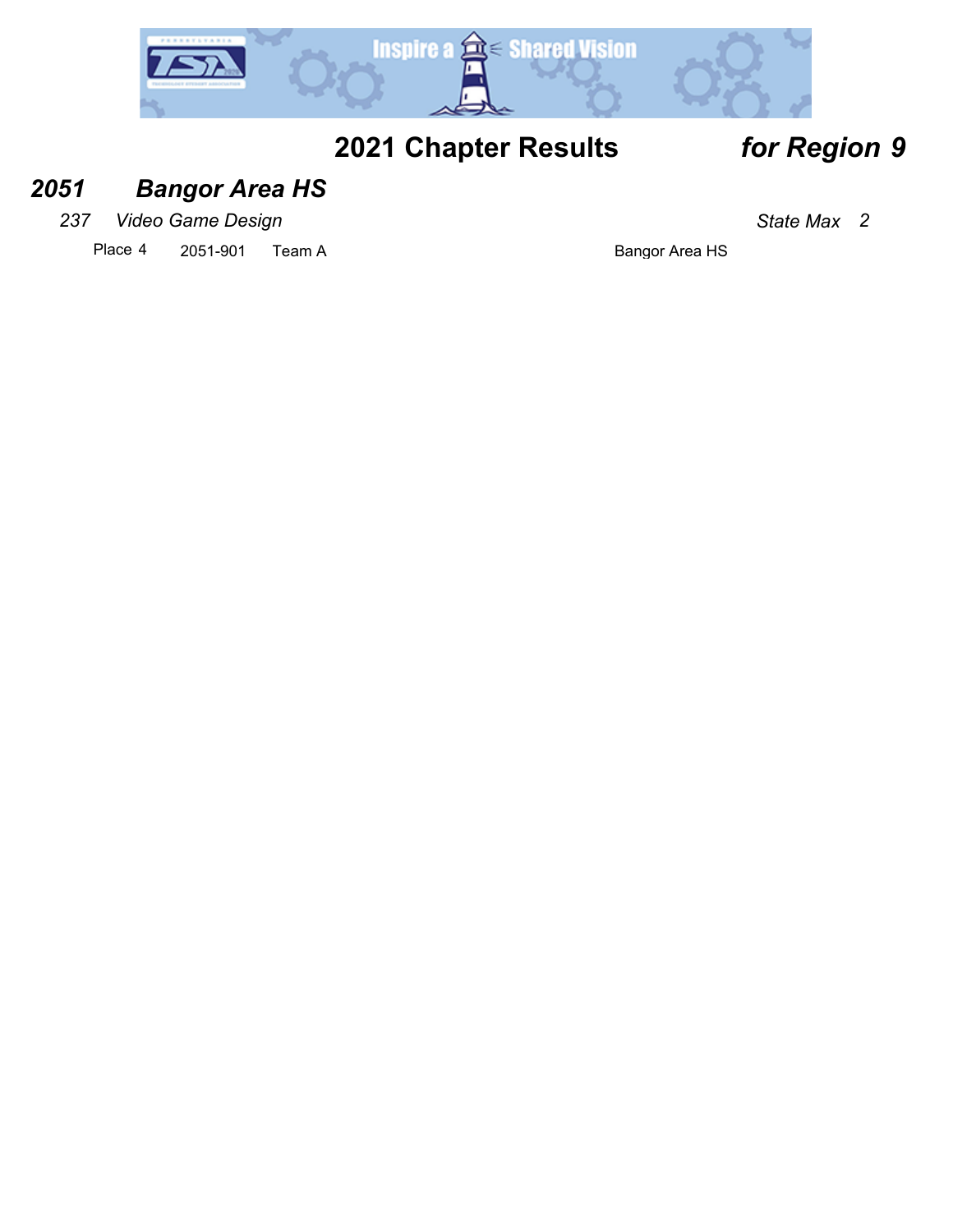# 2021 Chapter Results *for Region 9*

## *2051 Bangor Area HS*

*237 Video Game Design* *State Max 2*

Place 4 2051-901 Team A Bangor Area HS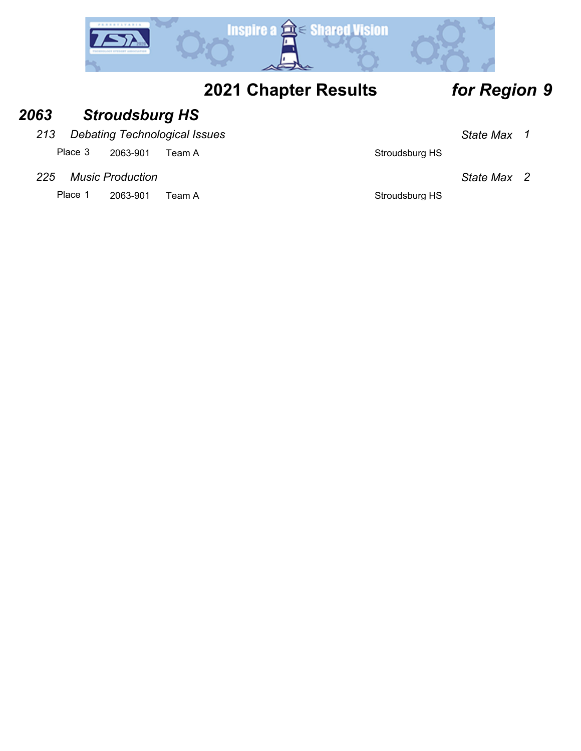# 2021 Chapter Results *for Region 9*

## *2063 Stroudsburg HS*

### *213 Debating Technological Issues* — *State Max 1*

| Place | ID | Team | School |
|---|---|---|---|
| Place 3 | 2063-901 | Team A | Stroudsburg HS |

### *225 Music Production* — *State Max 2*

| Place | ID | Team | School |
|---|---|---|---|
| Place 1 | 2063-901 | Team A | Stroudsburg HS |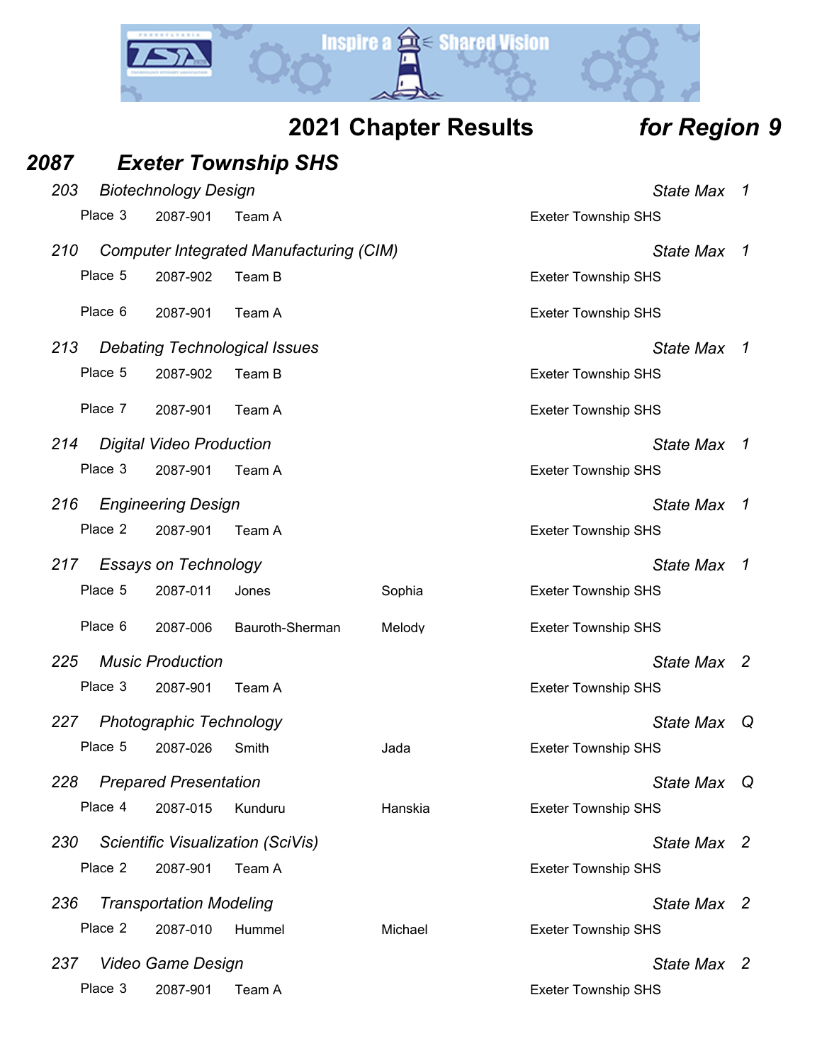## 2021 Chapter Results *for Region 9*

### *2087 Exeter Township SHS*

*203 Biotechnology Design* — *State Max 1*

| Place | ID | Name | First | School |
|---|---|---|---|---|
| Place 3 | 2087-901 | Team A | | Exeter Township SHS |

*210 Computer Integrated Manufacturing (CIM)* — *State Max 1*

| Place | ID | Name | First | School |
|---|---|---|---|---|
| Place 5 | 2087-902 | Team B | | Exeter Township SHS |
| Place 6 | 2087-901 | Team A | | Exeter Township SHS |

*213 Debating Technological Issues* — *State Max 1*

| Place | ID | Name | First | School |
|---|---|---|---|---|
| Place 5 | 2087-902 | Team B | | Exeter Township SHS |
| Place 7 | 2087-901 | Team A | | Exeter Township SHS |

*214 Digital Video Production* — *State Max 1*

| Place | ID | Name | First | School |
|---|---|---|---|---|
| Place 3 | 2087-901 | Team A | | Exeter Township SHS |

*216 Engineering Design* — *State Max 1*

| Place | ID | Name | First | School |
|---|---|---|---|---|
| Place 2 | 2087-901 | Team A | | Exeter Township SHS |

*217 Essays on Technology* — *State Max 1*

| Place | ID | Name | First | School |
|---|---|---|---|---|
| Place 5 | 2087-011 | Jones | Sophia | Exeter Township SHS |
| Place 6 | 2087-006 | Bauroth-Sherman | Melody | Exeter Township SHS |

*225 Music Production* — *State Max 2*

| Place | ID | Name | First | School |
|---|---|---|---|---|
| Place 3 | 2087-901 | Team A | | Exeter Township SHS |

*227 Photographic Technology* — *State Max Q*

| Place | ID | Name | First | School |
|---|---|---|---|---|
| Place 5 | 2087-026 | Smith | Jada | Exeter Township SHS |

*228 Prepared Presentation* — *State Max Q*

| Place | ID | Name | First | School |
|---|---|---|---|---|
| Place 4 | 2087-015 | Kunduru | Hanskia | Exeter Township SHS |

*230 Scientific Visualization (SciVis)* — *State Max 2*

| Place | ID | Name | First | School |
|---|---|---|---|---|
| Place 2 | 2087-901 | Team A | | Exeter Township SHS |

*236 Transportation Modeling* — *State Max 2*

| Place | ID | Name | First | School |
|---|---|---|---|---|
| Place 2 | 2087-010 | Hummel | Michael | Exeter Township SHS |

*237 Video Game Design* — *State Max 2*

| Place | ID | Name | First | School |
|---|---|---|---|---|
| Place 3 | 2087-901 | Team A | | Exeter Township SHS |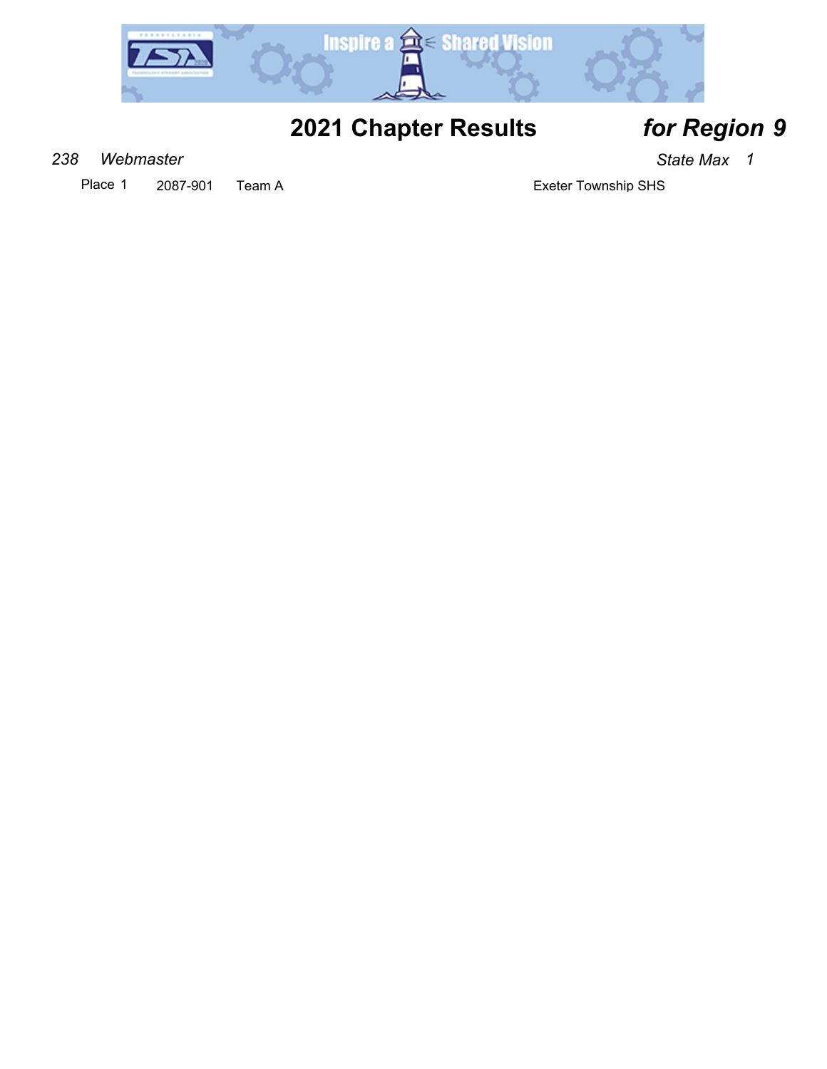## 2021 Chapter Results *for Region 9*

*238 Webmaster* *State Max 1*

| Place | ID | Team | School |
|---|---|---|---|
| Place 1 | 2087-901 | Team A | Exeter Township SHS |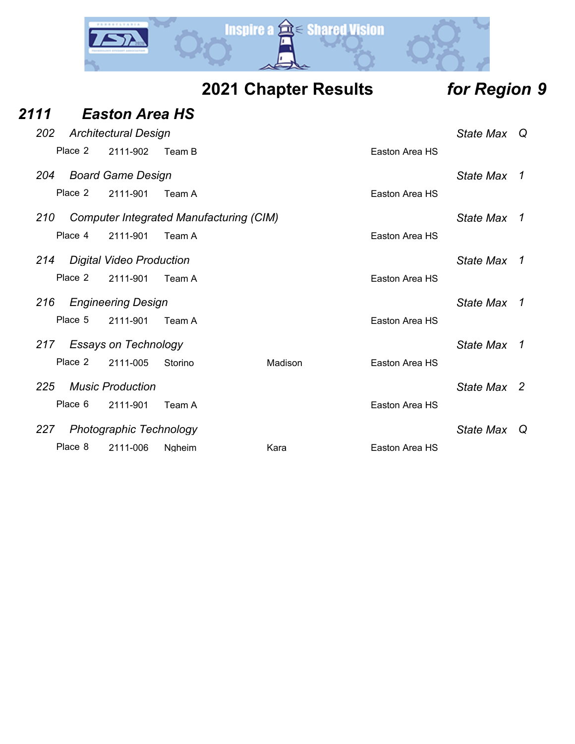# 2021 Chapter Results *for Region 9*

## *2111 Easton Area HS*

*202 Architectural Design* — *State Max Q*

| Place 2 | 2111-902 | Team B | | Easton Area HS |
|---|---|---|---|---|

*204 Board Game Design* — *State Max 1*

| Place 2 | 2111-901 | Team A | | Easton Area HS |
|---|---|---|---|---|

*210 Computer Integrated Manufacturing (CIM)* — *State Max 1*

| Place 4 | 2111-901 | Team A | | Easton Area HS |
|---|---|---|---|---|

*214 Digital Video Production* — *State Max 1*

| Place 2 | 2111-901 | Team A | | Easton Area HS |
|---|---|---|---|---|

*216 Engineering Design* — *State Max 1*

| Place 5 | 2111-901 | Team A | | Easton Area HS |
|---|---|---|---|---|

*217 Essays on Technology* — *State Max 1*

| Place 2 | 2111-005 | Storino | Madison | Easton Area HS |
|---|---|---|---|---|

*225 Music Production* — *State Max 2*

| Place 6 | 2111-901 | Team A | | Easton Area HS |
|---|---|---|---|---|

*227 Photographic Technology* — *State Max Q*

| Place 8 | 2111-006 | Ngheim | Kara | Easton Area HS |
|---|---|---|---|---|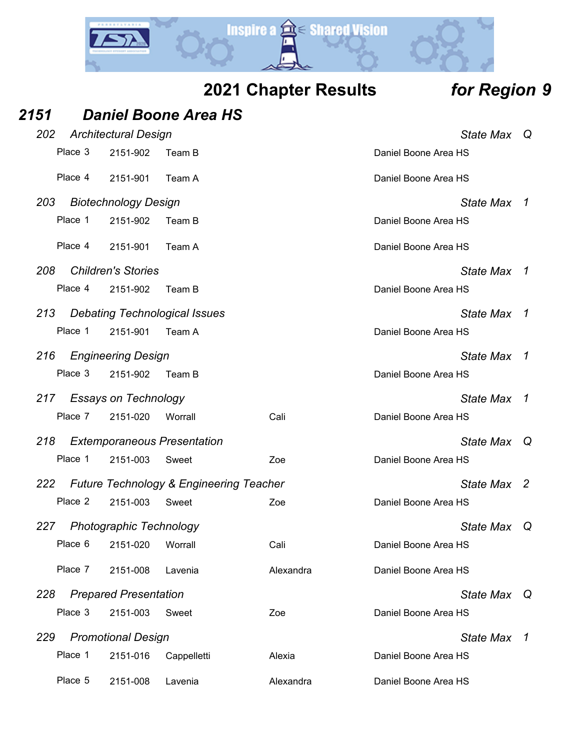# 2021 Chapter Results *for Region 9*

## *2151 Daniel Boone Area HS*

### *202 Architectural Design* — *State Max Q*

| Place | ID | Last | First | School |
|---|---|---|---|---|
| Place 3 | 2151-902 | Team B | | Daniel Boone Area HS |
| Place 4 | 2151-901 | Team A | | Daniel Boone Area HS |

### *203 Biotechnology Design* — *State Max 1*

| Place | ID | Last | First | School |
|---|---|---|---|---|
| Place 1 | 2151-902 | Team B | | Daniel Boone Area HS |
| Place 4 | 2151-901 | Team A | | Daniel Boone Area HS |

### *208 Children's Stories* — *State Max 1*

| Place | ID | Last | First | School |
|---|---|---|---|---|
| Place 4 | 2151-902 | Team B | | Daniel Boone Area HS |

### *213 Debating Technological Issues* — *State Max 1*

| Place | ID | Last | First | School |
|---|---|---|---|---|
| Place 1 | 2151-901 | Team A | | Daniel Boone Area HS |

### *216 Engineering Design* — *State Max 1*

| Place | ID | Last | First | School |
|---|---|---|---|---|
| Place 3 | 2151-902 | Team B | | Daniel Boone Area HS |

### *217 Essays on Technology* — *State Max 1*

| Place | ID | Last | First | School |
|---|---|---|---|---|
| Place 7 | 2151-020 | Worrall | Cali | Daniel Boone Area HS |

### *218 Extemporaneous Presentation* — *State Max Q*

| Place | ID | Last | First | School |
|---|---|---|---|---|
| Place 1 | 2151-003 | Sweet | Zoe | Daniel Boone Area HS |

### *222 Future Technology & Engineering Teacher* — *State Max 2*

| Place | ID | Last | First | School |
|---|---|---|---|---|
| Place 2 | 2151-003 | Sweet | Zoe | Daniel Boone Area HS |

### *227 Photographic Technology* — *State Max Q*

| Place | ID | Last | First | School |
|---|---|---|---|---|
| Place 6 | 2151-020 | Worrall | Cali | Daniel Boone Area HS |
| Place 7 | 2151-008 | Lavenia | Alexandra | Daniel Boone Area HS |

### *228 Prepared Presentation* — *State Max Q*

| Place | ID | Last | First | School |
|---|---|---|---|---|
| Place 3 | 2151-003 | Sweet | Zoe | Daniel Boone Area HS |

### *229 Promotional Design* — *State Max 1*

| Place | ID | Last | First | School |
|---|---|---|---|---|
| Place 1 | 2151-016 | Cappelletti | Alexia | Daniel Boone Area HS |
| Place 5 | 2151-008 | Lavenia | Alexandra | Daniel Boone Area HS |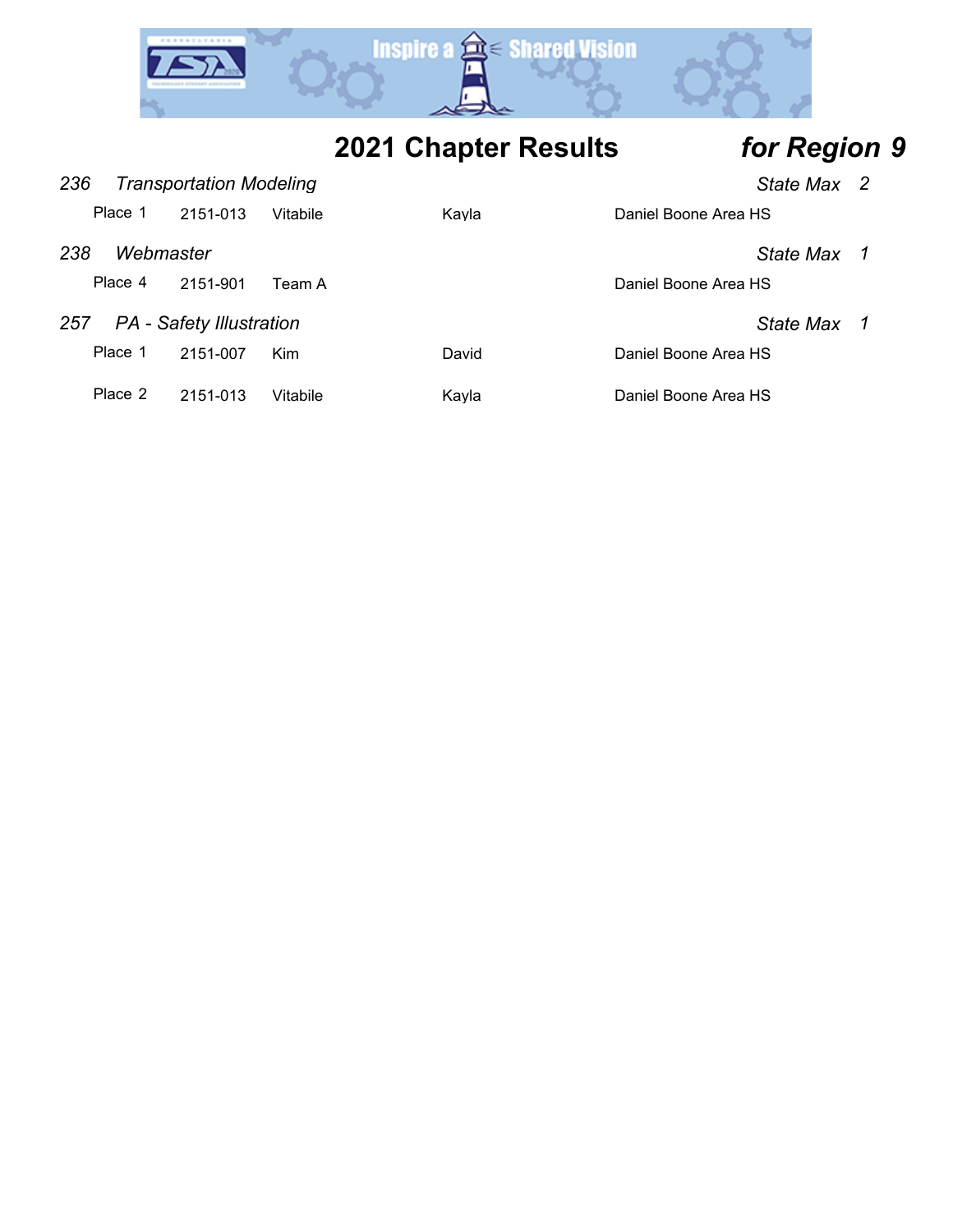## 2021 Chapter Results *for Region 9*

### *236 Transportation Modeling* — *State Max 2*

| Place | ID | Last Name | First Name | School |
|---|---|---|---|---|
| Place 1 | 2151-013 | Vitabile | Kayla | Daniel Boone Area HS |

### *238 Webmaster* — *State Max 1*

| Place | ID | Last Name | First Name | School |
|---|---|---|---|---|
| Place 4 | 2151-901 | Team A | | Daniel Boone Area HS |

### *257 PA - Safety Illustration* — *State Max 1*

| Place | ID | Last Name | First Name | School |
|---|---|---|---|---|
| Place 1 | 2151-007 | Kim | David | Daniel Boone Area HS |
| Place 2 | 2151-013 | Vitabile | Kayla | Daniel Boone Area HS |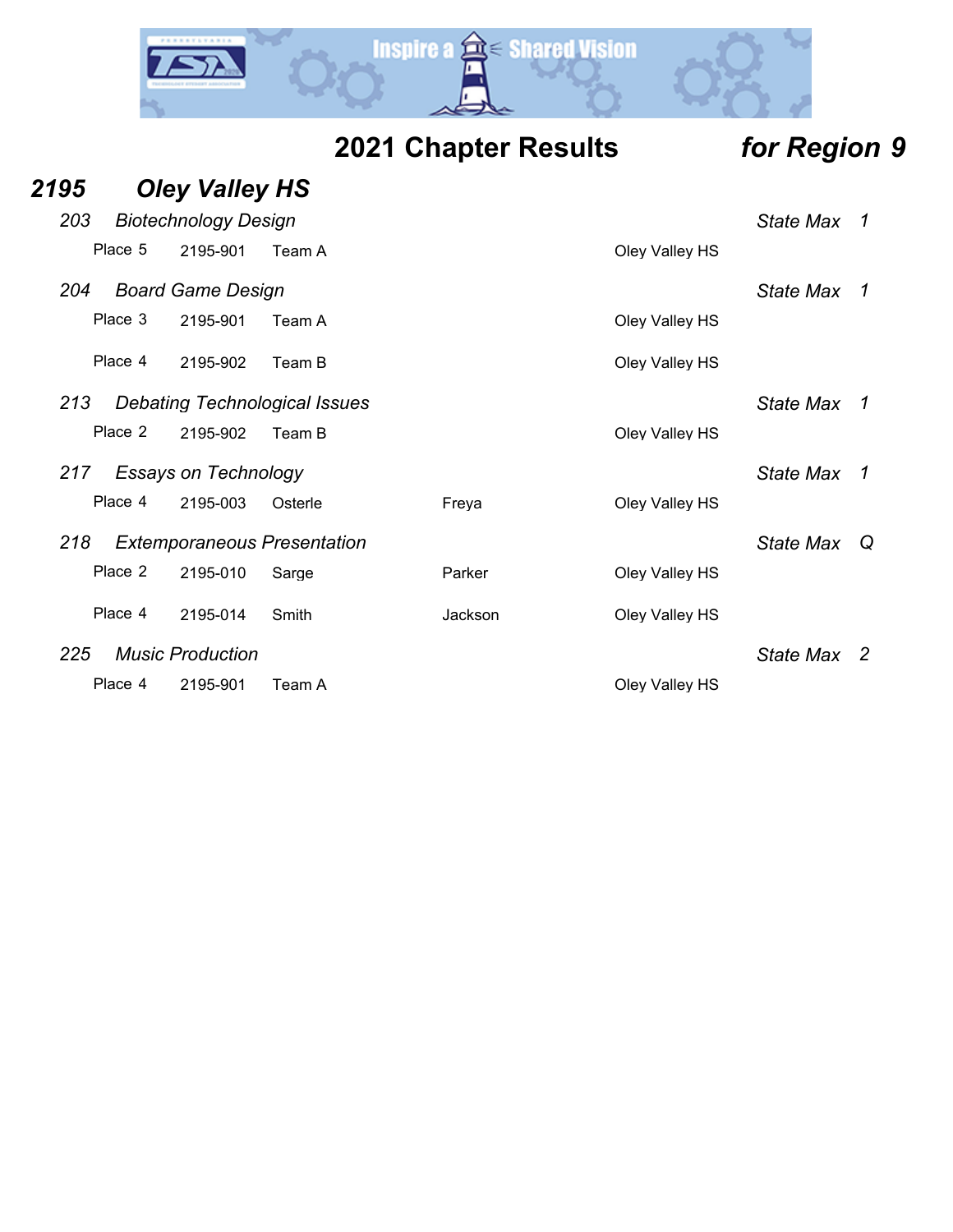# 2021 Chapter Results *for Region 9*

## *2195 Oley Valley HS*

### *203 Biotechnology Design* — *State Max 1*

| Place | ID | Name | First | School |
|---|---|---|---|---|
| Place 5 | 2195-901 | Team A | | Oley Valley HS |

### *204 Board Game Design* — *State Max 1*

| Place | ID | Name | First | School |
|---|---|---|---|---|
| Place 3 | 2195-901 | Team A | | Oley Valley HS |
| Place 4 | 2195-902 | Team B | | Oley Valley HS |

### *213 Debating Technological Issues* — *State Max 1*

| Place | ID | Name | First | School |
|---|---|---|---|---|
| Place 2 | 2195-902 | Team B | | Oley Valley HS |

### *217 Essays on Technology* — *State Max 1*

| Place | ID | Name | First | School |
|---|---|---|---|---|
| Place 4 | 2195-003 | Osterle | Freya | Oley Valley HS |

### *218 Extemporaneous Presentation* — *State Max Q*

| Place | ID | Name | First | School |
|---|---|---|---|---|
| Place 2 | 2195-010 | Sarge | Parker | Oley Valley HS |
| Place 4 | 2195-014 | Smith | Jackson | Oley Valley HS |

### *225 Music Production* — *State Max 2*

| Place | ID | Name | First | School |
|---|---|---|---|---|
| Place 4 | 2195-901 | Team A | | Oley Valley HS |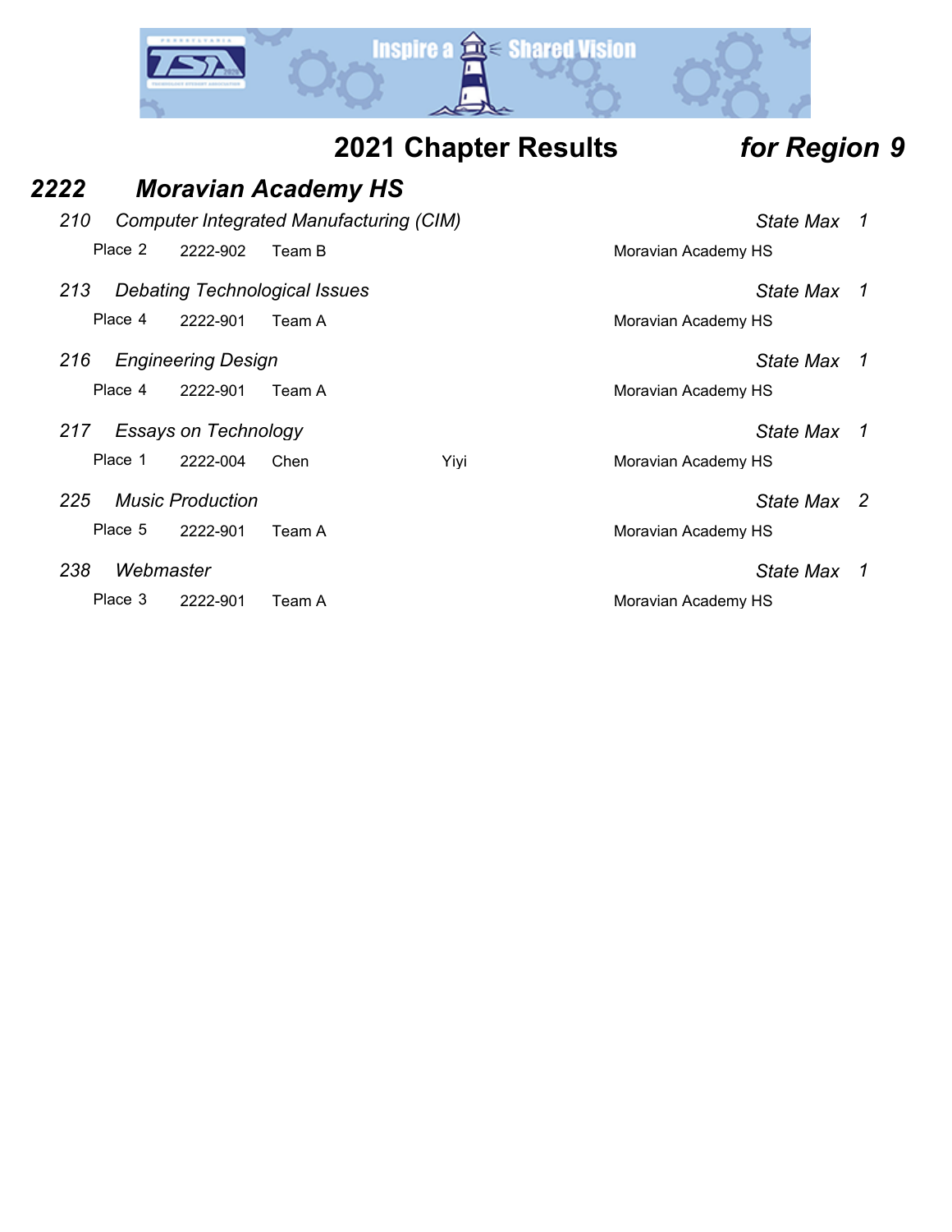# 2021 Chapter Results *for Region 9*

## *2222 Moravian Academy HS*

*210 Computer Integrated Manufacturing (CIM)* — *State Max 1*

Place 2 2222-902 Team B Moravian Academy HS

*213 Debating Technological Issues* — *State Max 1*

Place 4 2222-901 Team A Moravian Academy HS

*216 Engineering Design* — *State Max 1*

Place 4 2222-901 Team A Moravian Academy HS

*217 Essays on Technology* — *State Max 1*

Place 1 2222-004 Chen Yiyi Moravian Academy HS

*225 Music Production* — *State Max 2*

Place 5 2222-901 Team A Moravian Academy HS

*238 Webmaster* — *State Max 1*

Place 3 2222-901 Team A Moravian Academy HS